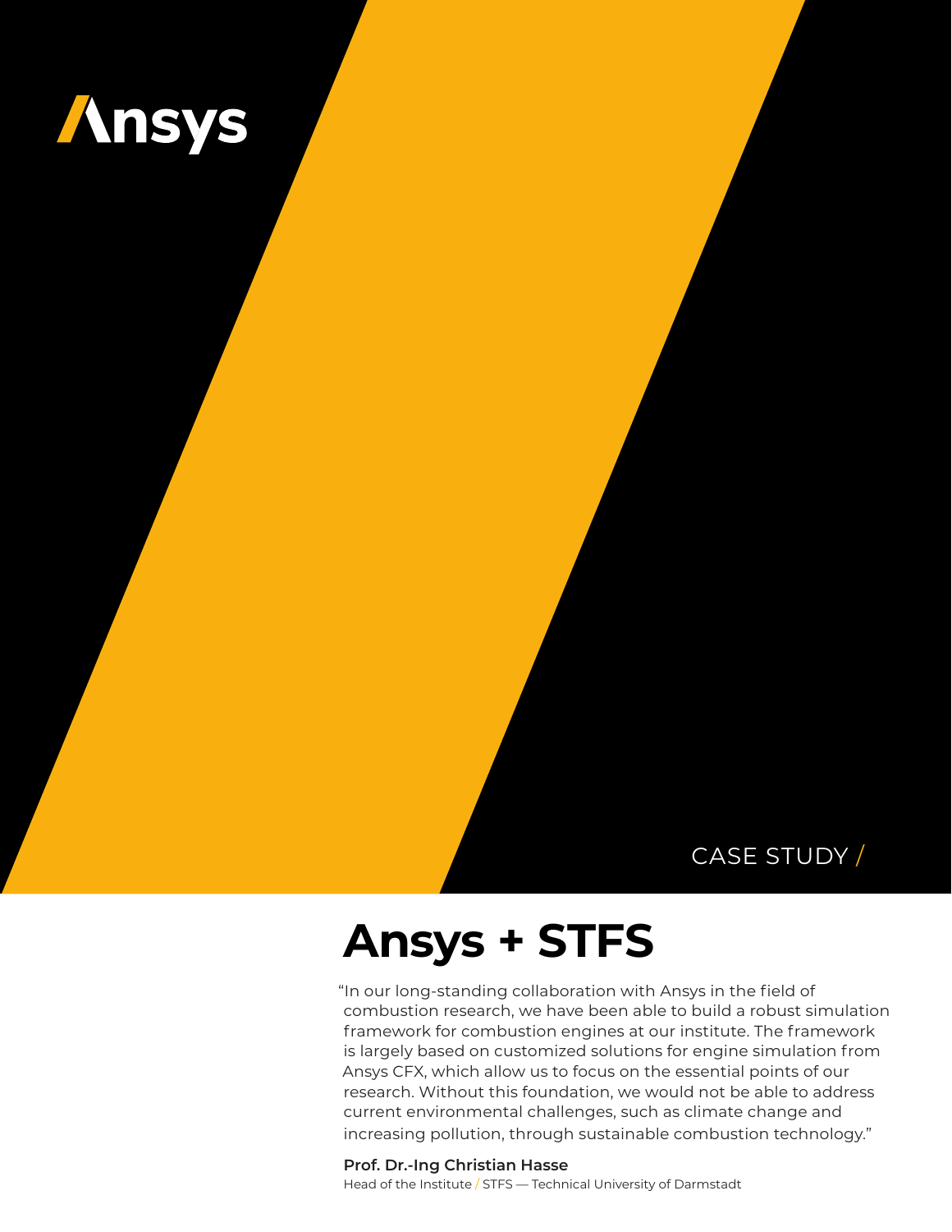Ansys

CASE STUDY /

# Ansys + STFS

"In our long-standing collaboration with Ansys in the field of combustion research, we have been able to build a robust simulation framework for combustion engines at our institute. The framework is largely based on customized solutions for engine simulation from Ansys CFX, which allow us to focus on the essential points of our research. Without this foundation, we would not be able to address current environmental challenges, such as climate change and increasing pollution, through sustainable combustion technology."

**Prof. Dr.-Ing Christian Hasse**
Head of the Institute / STFS — Technical University of Darmstadt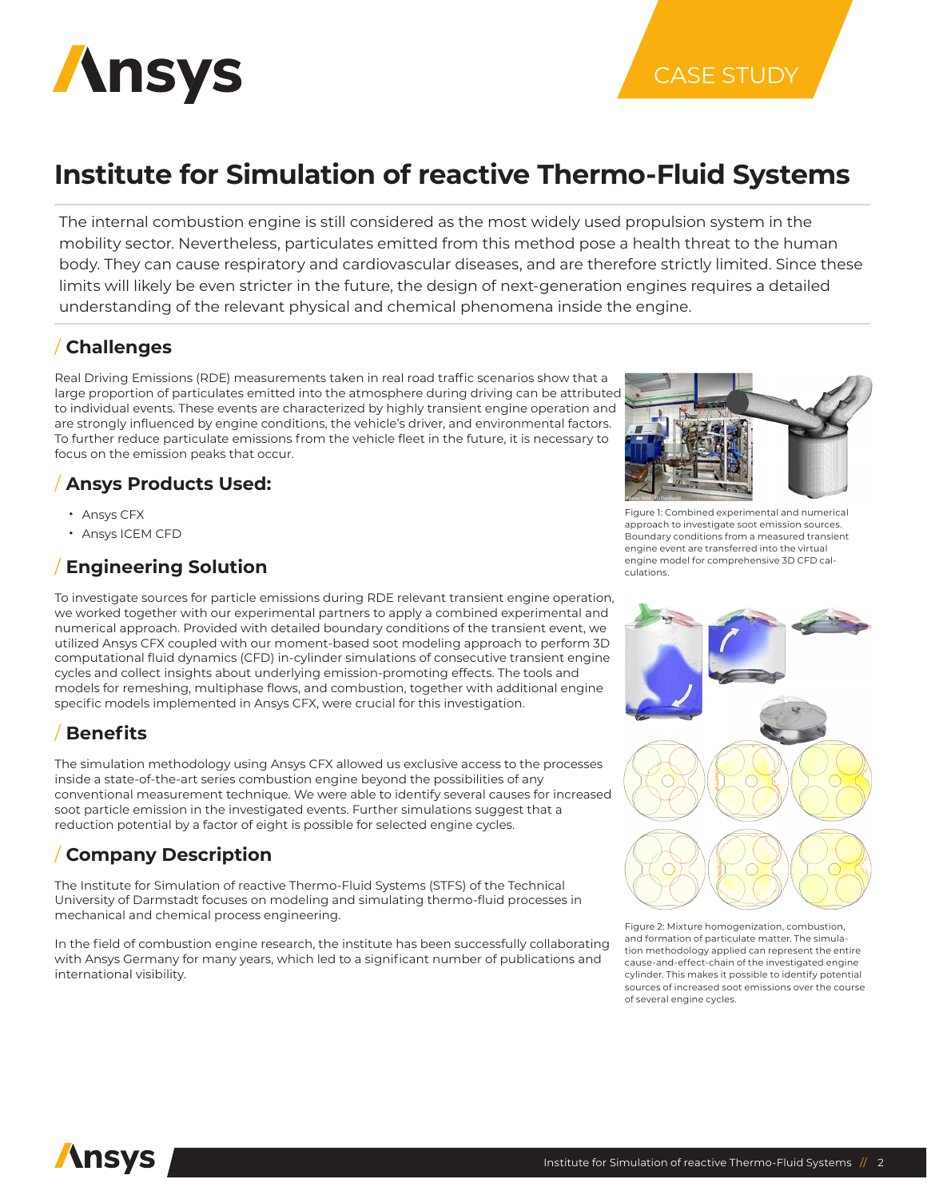# Institute for Simulation of reactive Thermo-Fluid Systems

The internal combustion engine is still considered as the most widely used propulsion system in the mobility sector. Nevertheless, particulates emitted from this method pose a health threat to the human body. They can cause respiratory and cardiovascular diseases, and are therefore strictly limited. Since these limits will likely be even stricter in the future, the design of next-generation engines requires a detailed understanding of the relevant physical and chemical phenomena inside the engine.

## / Challenges

Real Driving Emissions (RDE) measurements taken in real road traffic scenarios show that a large proportion of particulates emitted into the atmosphere during driving can be attributed to individual events. These events are characterized by highly transient engine operation and are strongly influenced by engine conditions, the vehicle's driver, and environmental factors. To further reduce particulate emissions from the vehicle fleet in the future, it is necessary to focus on the emission peaks that occur.

## / Ansys Products Used:

- Ansys CFX
- Ansys ICEM CFD

## / Engineering Solution

To investigate sources for particle emissions during RDE relevant transient engine operation, we worked together with our experimental partners to apply a combined experimental and numerical approach. Provided with detailed boundary conditions of the transient event, we utilized Ansys CFX coupled with our moment-based soot modeling approach to perform 3D computational fluid dynamics (CFD) in-cylinder simulations of consecutive transient engine cycles and collect insights about underlying emission-promoting effects. The tools and models for remeshing, multiphase flows, and combustion, together with additional engine specific models implemented in Ansys CFX, were crucial for this investigation.

## / Benefits

The simulation methodology using Ansys CFX allowed us exclusive access to the processes inside a state-of-the-art series combustion engine beyond the possibilities of any conventional measurement technique. We were able to identify several causes for increased soot particle emission in the investigated events. Further simulations suggest that a reduction potential by a factor of eight is possible for selected engine cycles.

## / Company Description

The Institute for Simulation of reactive Thermo-Fluid Systems (STFS) of the Technical University of Darmstadt focuses on modeling and simulating thermo-fluid processes in mechanical and chemical process engineering.

In the field of combustion engine research, the institute has been successfully collaborating with Ansys Germany for many years, which led to a significant number of publications and international visibility.

Figure 1: Combined experimental and numerical approach to investigate soot emission sources. Boundary conditions from a measured transient engine event are transferred into the virtual engine model for comprehensive 3D CFD calculations.

Figure 2: Mixture homogenization, combustion, and formation of particulate matter. The simulation methodology applied can represent the entire cause-and-effect-chain of the investigated engine cylinder. This makes it possible to identify potential sources of increased soot emissions over the course of several engine cycles.